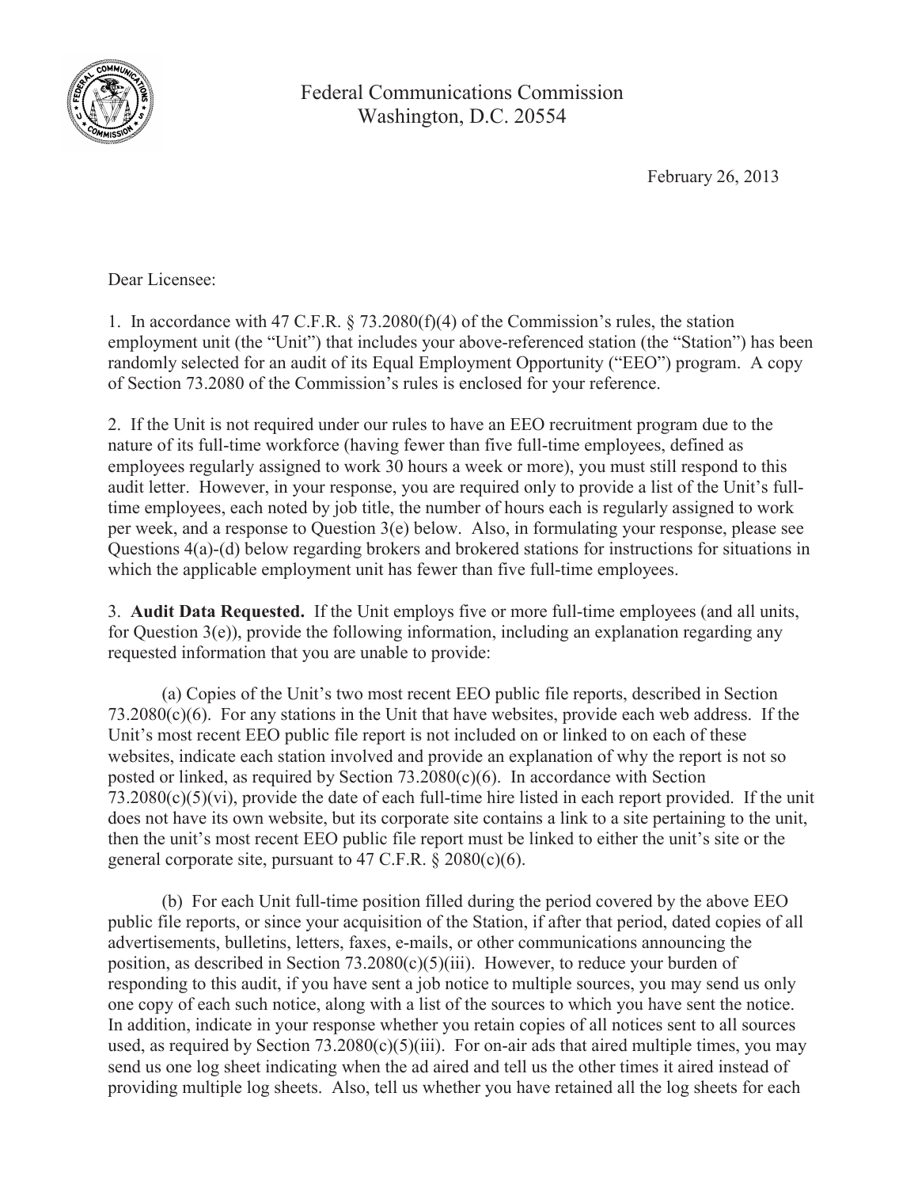Federal Communications Commission
Washington, D.C. 20554

February 26, 2013

Dear Licensee:

1. In accordance with 47 C.F.R. § 73.2080(f)(4) of the Commission's rules, the station employment unit (the "Unit") that includes your above-referenced station (the "Station") has been randomly selected for an audit of its Equal Employment Opportunity ("EEO") program. A copy of Section 73.2080 of the Commission's rules is enclosed for your reference.

2. If the Unit is not required under our rules to have an EEO recruitment program due to the nature of its full-time workforce (having fewer than five full-time employees, defined as employees regularly assigned to work 30 hours a week or more), you must still respond to this audit letter. However, in your response, you are required only to provide a list of the Unit's full-time employees, each noted by job title, the number of hours each is regularly assigned to work per week, and a response to Question 3(e) below. Also, in formulating your response, please see Questions 4(a)-(d) below regarding brokers and brokered stations for instructions for situations in which the applicable employment unit has fewer than five full-time employees.

3. **Audit Data Requested.** If the Unit employs five or more full-time employees (and all units, for Question 3(e)), provide the following information, including an explanation regarding any requested information that you are unable to provide:

(a) Copies of the Unit's two most recent EEO public file reports, described in Section 73.2080(c)(6). For any stations in the Unit that have websites, provide each web address. If the Unit's most recent EEO public file report is not included on or linked to on each of these websites, indicate each station involved and provide an explanation of why the report is not so posted or linked, as required by Section 73.2080(c)(6). In accordance with Section 73.2080(c)(5)(vi), provide the date of each full-time hire listed in each report provided. If the unit does not have its own website, but its corporate site contains a link to a site pertaining to the unit, then the unit's most recent EEO public file report must be linked to either the unit's site or the general corporate site, pursuant to 47 C.F.R. § 2080(c)(6).

(b) For each Unit full-time position filled during the period covered by the above EEO public file reports, or since your acquisition of the Station, if after that period, dated copies of all advertisements, bulletins, letters, faxes, e-mails, or other communications announcing the position, as described in Section 73.2080(c)(5)(iii). However, to reduce your burden of responding to this audit, if you have sent a job notice to multiple sources, you may send us only one copy of each such notice, along with a list of the sources to which you have sent the notice. In addition, indicate in your response whether you retain copies of all notices sent to all sources used, as required by Section 73.2080(c)(5)(iii). For on-air ads that aired multiple times, you may send us one log sheet indicating when the ad aired and tell us the other times it aired instead of providing multiple log sheets. Also, tell us whether you have retained all the log sheets for each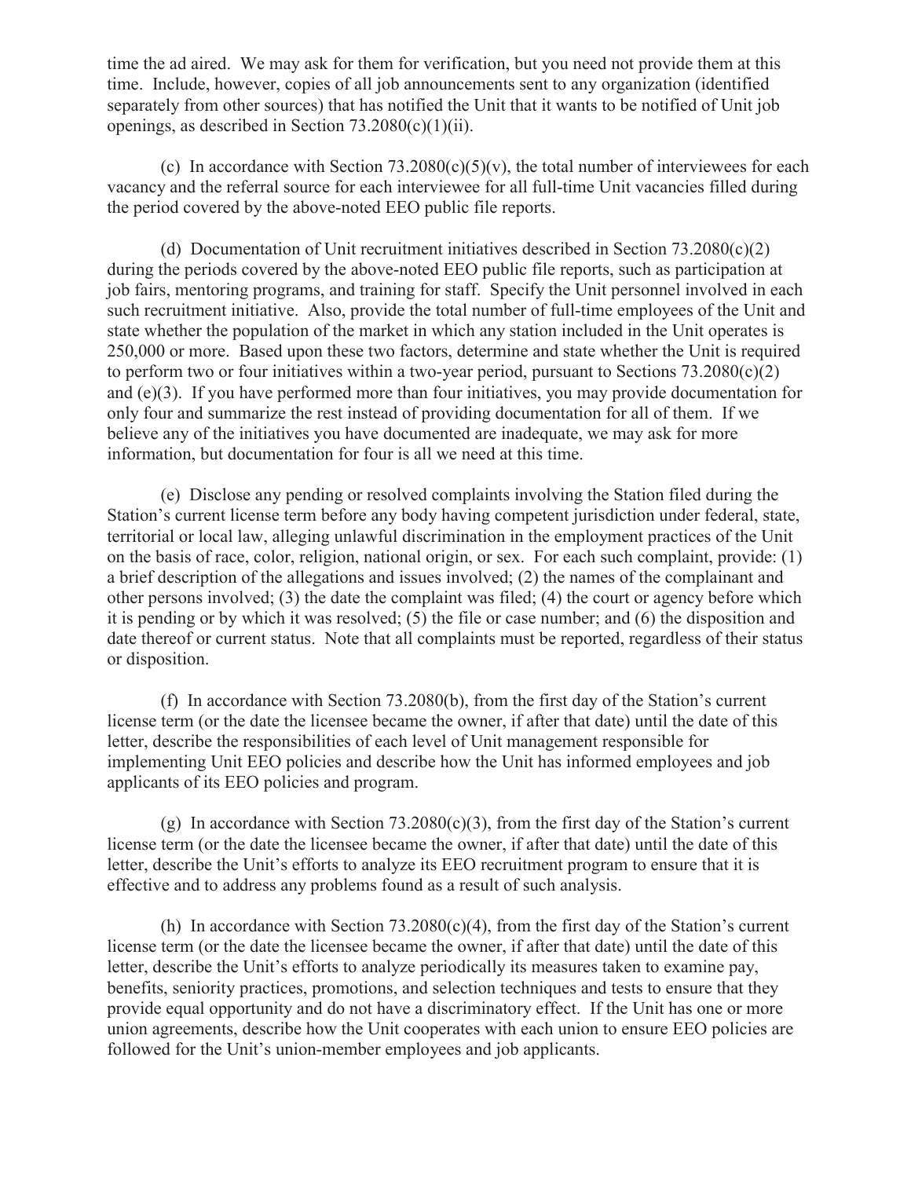time the ad aired. We may ask for them for verification, but you need not provide them at this time. Include, however, copies of all job announcements sent to any organization (identified separately from other sources) that has notified the Unit that it wants to be notified of Unit job openings, as described in Section 73.2080(c)(1)(ii).

(c) In accordance with Section 73.2080(c)(5)(v), the total number of interviewees for each vacancy and the referral source for each interviewee for all full-time Unit vacancies filled during the period covered by the above-noted EEO public file reports.

(d) Documentation of Unit recruitment initiatives described in Section 73.2080(c)(2) during the periods covered by the above-noted EEO public file reports, such as participation at job fairs, mentoring programs, and training for staff. Specify the Unit personnel involved in each such recruitment initiative. Also, provide the total number of full-time employees of the Unit and state whether the population of the market in which any station included in the Unit operates is 250,000 or more. Based upon these two factors, determine and state whether the Unit is required to perform two or four initiatives within a two-year period, pursuant to Sections 73.2080(c)(2) and (e)(3). If you have performed more than four initiatives, you may provide documentation for only four and summarize the rest instead of providing documentation for all of them. If we believe any of the initiatives you have documented are inadequate, we may ask for more information, but documentation for four is all we need at this time.

(e) Disclose any pending or resolved complaints involving the Station filed during the Station's current license term before any body having competent jurisdiction under federal, state, territorial or local law, alleging unlawful discrimination in the employment practices of the Unit on the basis of race, color, religion, national origin, or sex. For each such complaint, provide: (1) a brief description of the allegations and issues involved; (2) the names of the complainant and other persons involved; (3) the date the complaint was filed; (4) the court or agency before which it is pending or by which it was resolved; (5) the file or case number; and (6) the disposition and date thereof or current status. Note that all complaints must be reported, regardless of their status or disposition.

(f) In accordance with Section 73.2080(b), from the first day of the Station's current license term (or the date the licensee became the owner, if after that date) until the date of this letter, describe the responsibilities of each level of Unit management responsible for implementing Unit EEO policies and describe how the Unit has informed employees and job applicants of its EEO policies and program.

(g) In accordance with Section 73.2080(c)(3), from the first day of the Station's current license term (or the date the licensee became the owner, if after that date) until the date of this letter, describe the Unit's efforts to analyze its EEO recruitment program to ensure that it is effective and to address any problems found as a result of such analysis.

(h) In accordance with Section 73.2080(c)(4), from the first day of the Station's current license term (or the date the licensee became the owner, if after that date) until the date of this letter, describe the Unit's efforts to analyze periodically its measures taken to examine pay, benefits, seniority practices, promotions, and selection techniques and tests to ensure that they provide equal opportunity and do not have a discriminatory effect. If the Unit has one or more union agreements, describe how the Unit cooperates with each union to ensure EEO policies are followed for the Unit's union-member employees and job applicants.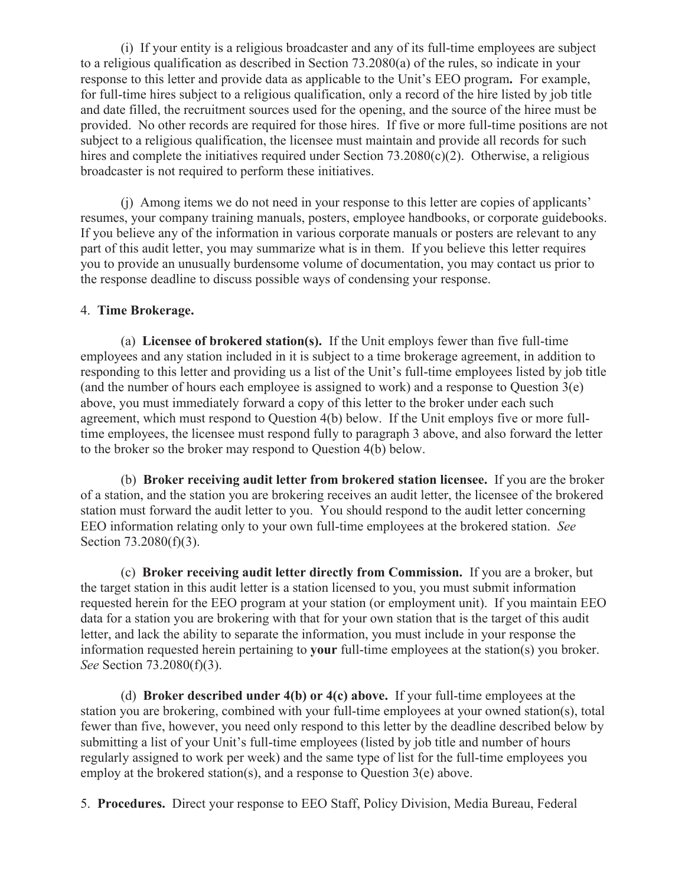(i) If your entity is a religious broadcaster and any of its full-time employees are subject to a religious qualification as described in Section 73.2080(a) of the rules, so indicate in your response to this letter and provide data as applicable to the Unit's EEO program**.** For example, for full-time hires subject to a religious qualification, only a record of the hire listed by job title and date filled, the recruitment sources used for the opening, and the source of the hiree must be provided. No other records are required for those hires. If five or more full-time positions are not subject to a religious qualification, the licensee must maintain and provide all records for such hires and complete the initiatives required under Section 73.2080(c)(2). Otherwise, a religious broadcaster is not required to perform these initiatives.

(j) Among items we do not need in your response to this letter are copies of applicants' resumes, your company training manuals, posters, employee handbooks, or corporate guidebooks. If you believe any of the information in various corporate manuals or posters are relevant to any part of this audit letter, you may summarize what is in them. If you believe this letter requires you to provide an unusually burdensome volume of documentation, you may contact us prior to the response deadline to discuss possible ways of condensing your response.

4. **Time Brokerage.**

(a) **Licensee of brokered station(s).** If the Unit employs fewer than five full-time employees and any station included in it is subject to a time brokerage agreement, in addition to responding to this letter and providing us a list of the Unit's full-time employees listed by job title (and the number of hours each employee is assigned to work) and a response to Question 3(e) above, you must immediately forward a copy of this letter to the broker under each such agreement, which must respond to Question 4(b) below. If the Unit employs five or more full-time employees, the licensee must respond fully to paragraph 3 above, and also forward the letter to the broker so the broker may respond to Question 4(b) below.

(b) **Broker receiving audit letter from brokered station licensee.** If you are the broker of a station, and the station you are brokering receives an audit letter, the licensee of the brokered station must forward the audit letter to you. You should respond to the audit letter concerning EEO information relating only to your own full-time employees at the brokered station. *See* Section 73.2080(f)(3).

(c) **Broker receiving audit letter directly from Commission.** If you are a broker, but the target station in this audit letter is a station licensed to you, you must submit information requested herein for the EEO program at your station (or employment unit). If you maintain EEO data for a station you are brokering with that for your own station that is the target of this audit letter, and lack the ability to separate the information, you must include in your response the information requested herein pertaining to **your** full-time employees at the station(s) you broker. *See* Section 73.2080(f)(3).

(d) **Broker described under 4(b) or 4(c) above.** If your full-time employees at the station you are brokering, combined with your full-time employees at your owned station(s), total fewer than five, however, you need only respond to this letter by the deadline described below by submitting a list of your Unit's full-time employees (listed by job title and number of hours regularly assigned to work per week) and the same type of list for the full-time employees you employ at the brokered station(s), and a response to Question 3(e) above.

5. **Procedures.** Direct your response to EEO Staff, Policy Division, Media Bureau, Federal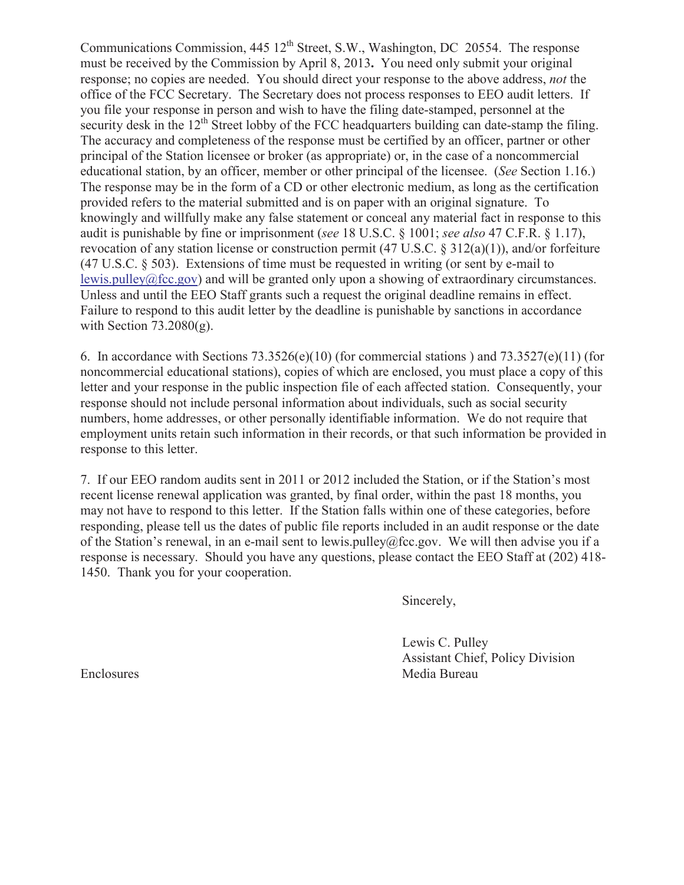Communications Commission, 445 12th Street, S.W., Washington, DC 20554. The response must be received by the Commission by April 8, 2013**.** You need only submit your original response; no copies are needed. You should direct your response to the above address, *not* the office of the FCC Secretary. The Secretary does not process responses to EEO audit letters. If you file your response in person and wish to have the filing date-stamped, personnel at the security desk in the 12th Street lobby of the FCC headquarters building can date-stamp the filing. The accuracy and completeness of the response must be certified by an officer, partner or other principal of the Station licensee or broker (as appropriate) or, in the case of a noncommercial educational station, by an officer, member or other principal of the licensee. (*See* Section 1.16.) The response may be in the form of a CD or other electronic medium, as long as the certification provided refers to the material submitted and is on paper with an original signature. To knowingly and willfully make any false statement or conceal any material fact in response to this audit is punishable by fine or imprisonment (*see* 18 U.S.C. § 1001; *see also* 47 C.F.R. § 1.17), revocation of any station license or construction permit (47 U.S.C. § 312(a)(1)), and/or forfeiture (47 U.S.C. § 503). Extensions of time must be requested in writing (or sent by e-mail to lewis.pulley@fcc.gov) and will be granted only upon a showing of extraordinary circumstances. Unless and until the EEO Staff grants such a request the original deadline remains in effect. Failure to respond to this audit letter by the deadline is punishable by sanctions in accordance with Section 73.2080(g).

6. In accordance with Sections 73.3526(e)(10) (for commercial stations ) and 73.3527(e)(11) (for noncommercial educational stations), copies of which are enclosed, you must place a copy of this letter and your response in the public inspection file of each affected station. Consequently, your response should not include personal information about individuals, such as social security numbers, home addresses, or other personally identifiable information. We do not require that employment units retain such information in their records, or that such information be provided in response to this letter.

7. If our EEO random audits sent in 2011 or 2012 included the Station, or if the Station's most recent license renewal application was granted, by final order, within the past 18 months, you may not have to respond to this letter. If the Station falls within one of these categories, before responding, please tell us the dates of public file reports included in an audit response or the date of the Station's renewal, in an e-mail sent to lewis.pulley@fcc.gov. We will then advise you if a response is necessary. Should you have any questions, please contact the EEO Staff at (202) 418-1450. Thank you for your cooperation.

Sincerely,

Lewis C. Pulley
Assistant Chief, Policy Division
Media Bureau

Enclosures